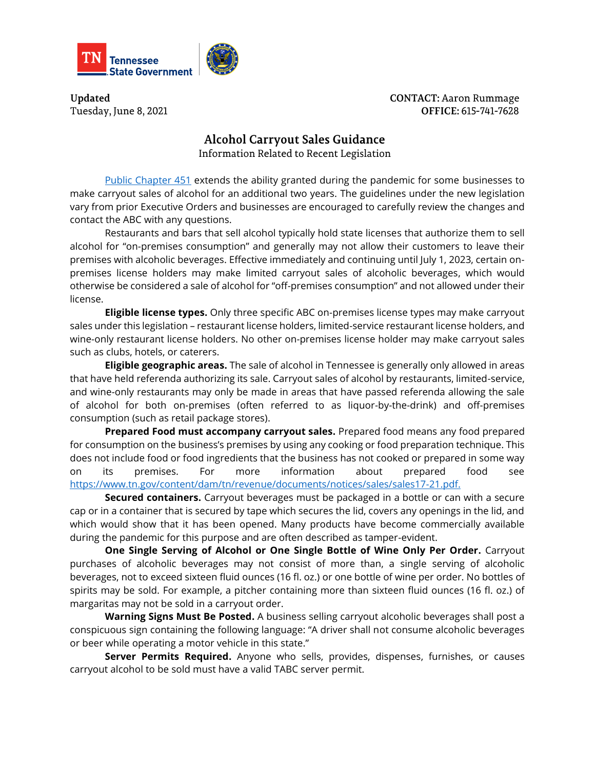**Updated**
Tuesday, June 8, 2021

**CONTACT:** Aaron Rummage
**OFFICE:** 615-741-7628

# Alcohol Carryout Sales Guidance

Information Related to Recent Legislation

Public Chapter 451 extends the ability granted during the pandemic for some businesses to make carryout sales of alcohol for an additional two years. The guidelines under the new legislation vary from prior Executive Orders and businesses are encouraged to carefully review the changes and contact the ABC with any questions.

Restaurants and bars that sell alcohol typically hold state licenses that authorize them to sell alcohol for "on-premises consumption" and generally may not allow their customers to leave their premises with alcoholic beverages. Effective immediately and continuing until July 1, 2023, certain on-premises license holders may make limited carryout sales of alcoholic beverages, which would otherwise be considered a sale of alcohol for "off-premises consumption" and not allowed under their license.

**Eligible license types.** Only three specific ABC on-premises license types may make carryout sales under this legislation – restaurant license holders, limited-service restaurant license holders, and wine-only restaurant license holders. No other on-premises license holder may make carryout sales such as clubs, hotels, or caterers.

**Eligible geographic areas.** The sale of alcohol in Tennessee is generally only allowed in areas that have held referenda authorizing its sale. Carryout sales of alcohol by restaurants, limited-service, and wine-only restaurants may only be made in areas that have passed referenda allowing the sale of alcohol for both on-premises (often referred to as liquor-by-the-drink) and off-premises consumption (such as retail package stores).

**Prepared Food must accompany carryout sales.** Prepared food means any food prepared for consumption on the business's premises by using any cooking or food preparation technique. This does not include food or food ingredients that the business has not cooked or prepared in some way on its premises. For more information about prepared food see https://www.tn.gov/content/dam/tn/revenue/documents/notices/sales/sales17-21.pdf.

**Secured containers.** Carryout beverages must be packaged in a bottle or can with a secure cap or in a container that is secured by tape which secures the lid, covers any openings in the lid, and which would show that it has been opened. Many products have become commercially available during the pandemic for this purpose and are often described as tamper-evident.

**One Single Serving of Alcohol or One Single Bottle of Wine Only Per Order.** Carryout purchases of alcoholic beverages may not consist of more than, a single serving of alcoholic beverages, not to exceed sixteen fluid ounces (16 fl. oz.) or one bottle of wine per order. No bottles of spirits may be sold. For example, a pitcher containing more than sixteen fluid ounces (16 fl. oz.) of margaritas may not be sold in a carryout order.

**Warning Signs Must Be Posted.** A business selling carryout alcoholic beverages shall post a conspicuous sign containing the following language: "A driver shall not consume alcoholic beverages or beer while operating a motor vehicle in this state."

**Server Permits Required.** Anyone who sells, provides, dispenses, furnishes, or causes carryout alcohol to be sold must have a valid TABC server permit.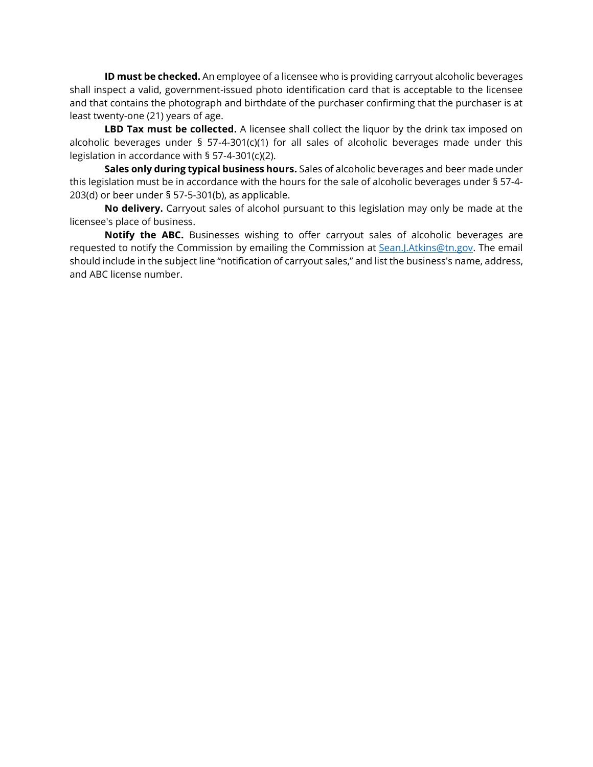**ID must be checked.** An employee of a licensee who is providing carryout alcoholic beverages shall inspect a valid, government-issued photo identification card that is acceptable to the licensee and that contains the photograph and birthdate of the purchaser confirming that the purchaser is at least twenty-one (21) years of age.

**LBD Tax must be collected.** A licensee shall collect the liquor by the drink tax imposed on alcoholic beverages under § 57-4-301(c)(1) for all sales of alcoholic beverages made under this legislation in accordance with § 57-4-301(c)(2).

**Sales only during typical business hours.** Sales of alcoholic beverages and beer made under this legislation must be in accordance with the hours for the sale of alcoholic beverages under § 57-4-203(d) or beer under § 57-5-301(b), as applicable.

**No delivery.** Carryout sales of alcohol pursuant to this legislation may only be made at the licensee's place of business.

**Notify the ABC.** Businesses wishing to offer carryout sales of alcoholic beverages are requested to notify the Commission by emailing the Commission at Sean.J.Atkins@tn.gov. The email should include in the subject line "notification of carryout sales," and list the business's name, address, and ABC license number.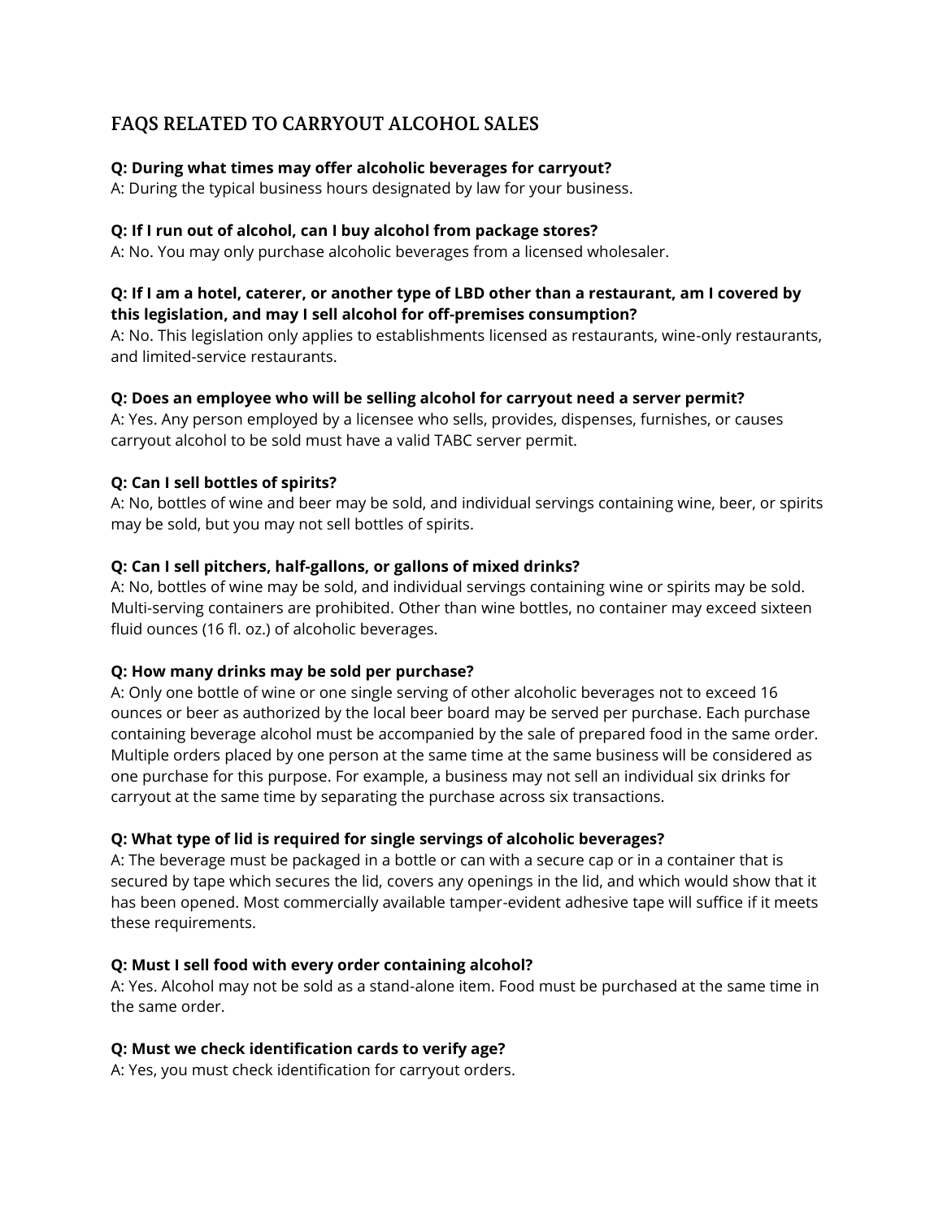## FAQS RELATED TO CARRYOUT ALCOHOL SALES

**Q: During what times may offer alcoholic beverages for carryout?**
A: During the typical business hours designated by law for your business.

**Q: If I run out of alcohol, can I buy alcohol from package stores?**
A: No. You may only purchase alcoholic beverages from a licensed wholesaler.

**Q: If I am a hotel, caterer, or another type of LBD other than a restaurant, am I covered by this legislation, and may I sell alcohol for off-premises consumption?**
A: No. This legislation only applies to establishments licensed as restaurants, wine-only restaurants, and limited-service restaurants.

**Q: Does an employee who will be selling alcohol for carryout need a server permit?**
A: Yes. Any person employed by a licensee who sells, provides, dispenses, furnishes, or causes carryout alcohol to be sold must have a valid TABC server permit.

**Q: Can I sell bottles of spirits?**
A: No, bottles of wine and beer may be sold, and individual servings containing wine, beer, or spirits may be sold, but you may not sell bottles of spirits.

**Q: Can I sell pitchers, half-gallons, or gallons of mixed drinks?**
A: No, bottles of wine may be sold, and individual servings containing wine or spirits may be sold. Multi-serving containers are prohibited. Other than wine bottles, no container may exceed sixteen fluid ounces (16 fl. oz.) of alcoholic beverages.

**Q: How many drinks may be sold per purchase?**
A: Only one bottle of wine or one single serving of other alcoholic beverages not to exceed 16 ounces or beer as authorized by the local beer board may be served per purchase. Each purchase containing beverage alcohol must be accompanied by the sale of prepared food in the same order. Multiple orders placed by one person at the same time at the same business will be considered as one purchase for this purpose. For example, a business may not sell an individual six drinks for carryout at the same time by separating the purchase across six transactions.

**Q: What type of lid is required for single servings of alcoholic beverages?**
A: The beverage must be packaged in a bottle or can with a secure cap or in a container that is secured by tape which secures the lid, covers any openings in the lid, and which would show that it has been opened. Most commercially available tamper-evident adhesive tape will suffice if it meets these requirements.

**Q: Must I sell food with every order containing alcohol?**
A: Yes. Alcohol may not be sold as a stand-alone item. Food must be purchased at the same time in the same order.

**Q: Must we check identification cards to verify age?**
A: Yes, you must check identification for carryout orders.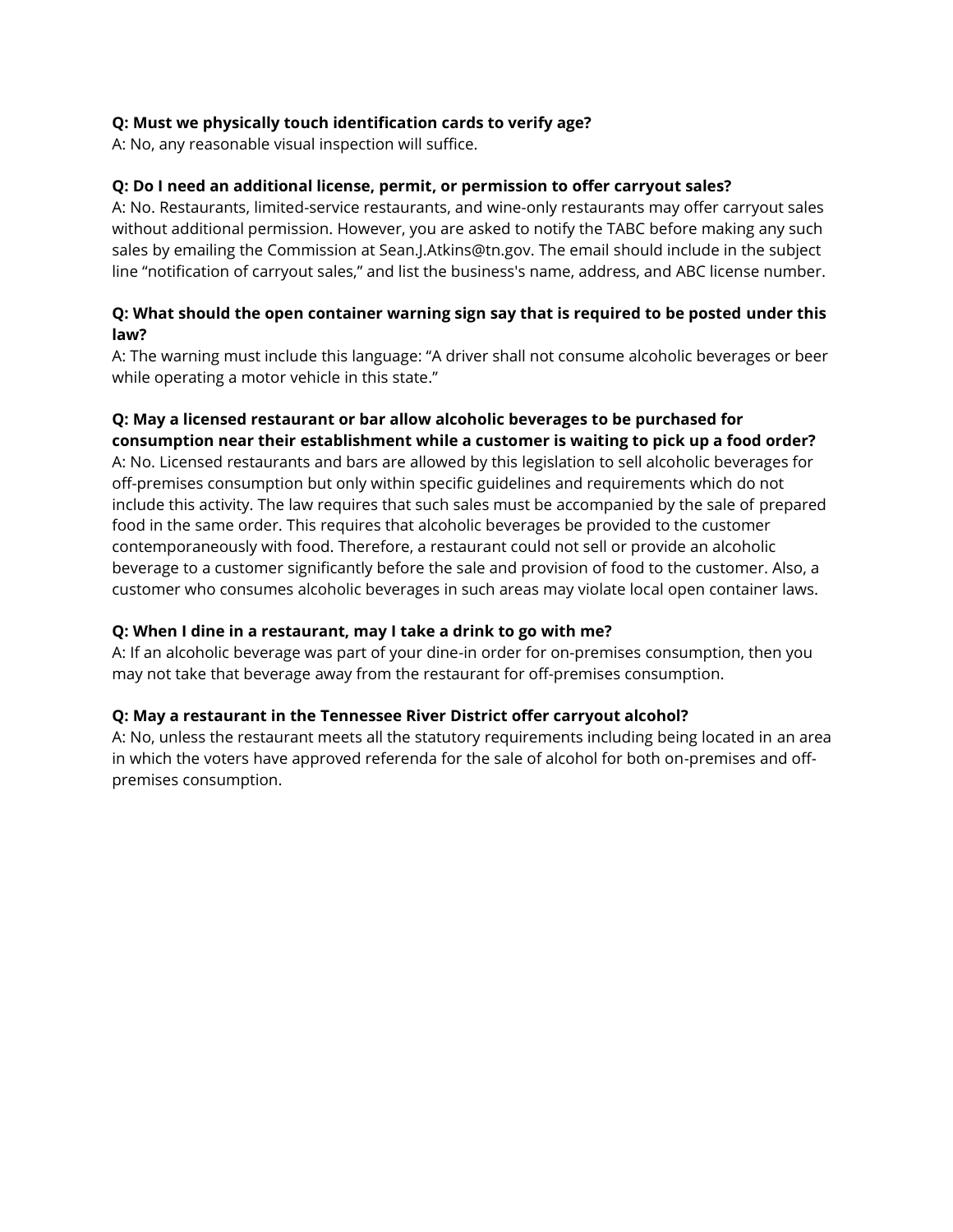**Q: Must we physically touch identification cards to verify age?**
A: No, any reasonable visual inspection will suffice.

**Q: Do I need an additional license, permit, or permission to offer carryout sales?**
A: No. Restaurants, limited-service restaurants, and wine-only restaurants may offer carryout sales without additional permission. However, you are asked to notify the TABC before making any such sales by emailing the Commission at Sean.J.Atkins@tn.gov. The email should include in the subject line "notification of carryout sales," and list the business's name, address, and ABC license number.

**Q: What should the open container warning sign say that is required to be posted under this law?**
A: The warning must include this language: "A driver shall not consume alcoholic beverages or beer while operating a motor vehicle in this state."

**Q: May a licensed restaurant or bar allow alcoholic beverages to be purchased for consumption near their establishment while a customer is waiting to pick up a food order?**
A: No. Licensed restaurants and bars are allowed by this legislation to sell alcoholic beverages for off-premises consumption but only within specific guidelines and requirements which do not include this activity. The law requires that such sales must be accompanied by the sale of prepared food in the same order. This requires that alcoholic beverages be provided to the customer contemporaneously with food. Therefore, a restaurant could not sell or provide an alcoholic beverage to a customer significantly before the sale and provision of food to the customer. Also, a customer who consumes alcoholic beverages in such areas may violate local open container laws.

**Q: When I dine in a restaurant, may I take a drink to go with me?**
A: If an alcoholic beverage was part of your dine-in order for on-premises consumption, then you may not take that beverage away from the restaurant for off-premises consumption.

**Q: May a restaurant in the Tennessee River District offer carryout alcohol?**
A: No, unless the restaurant meets all the statutory requirements including being located in an area in which the voters have approved referenda for the sale of alcohol for both on-premises and off-premises consumption.